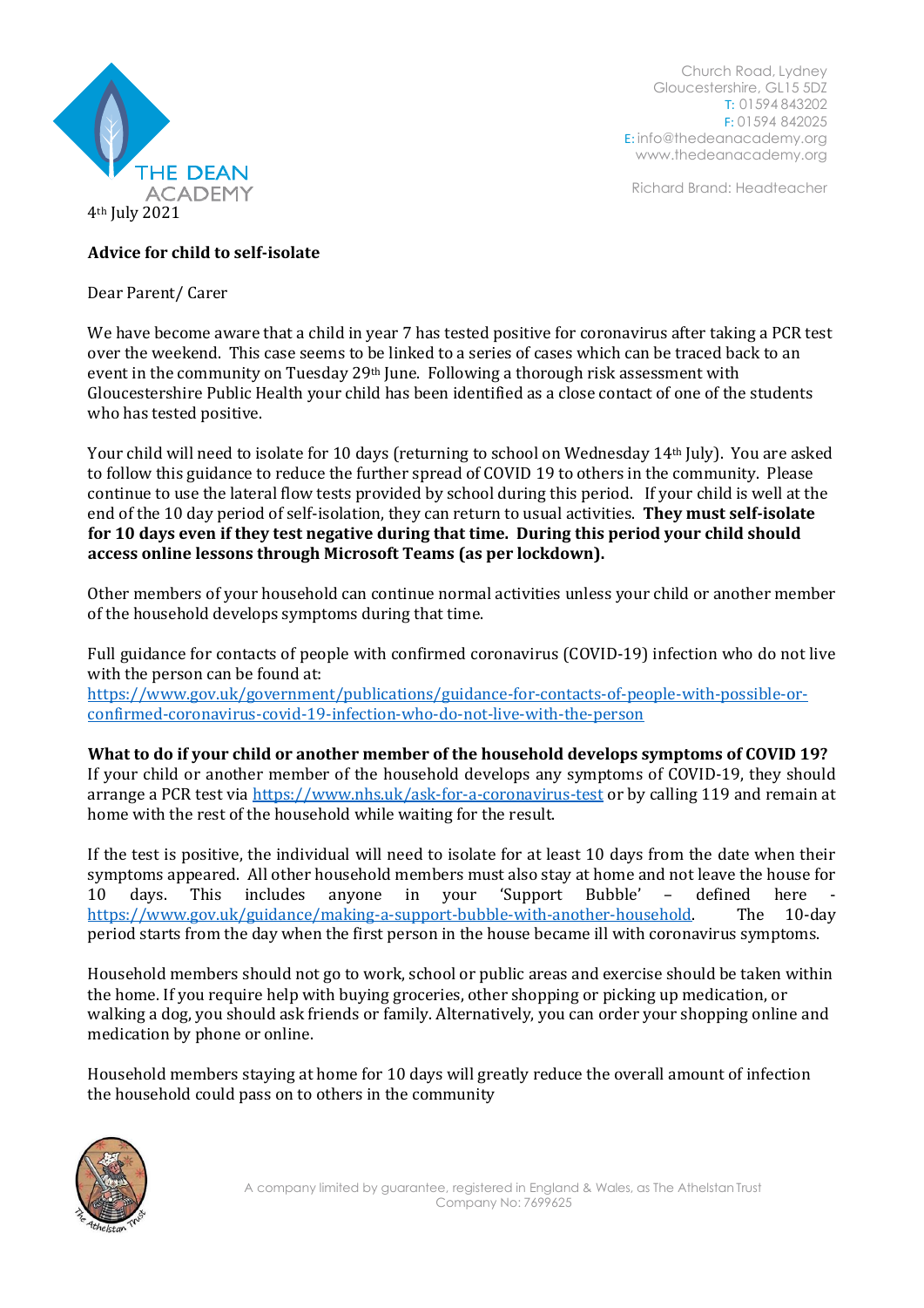Church Road, Lydney
Gloucestershire, GL15 5DZ
T: 01594 843202
F: 01594 842025
E: info@thedeanacademy.org
www.thedeanacademy.org

Richard Brand: Headteacher

4th July 2021

**Advice for child to self-isolate**

Dear Parent/ Carer

We have become aware that a child in year 7 has tested positive for coronavirus after taking a PCR test over the weekend. This case seems to be linked to a series of cases which can be traced back to an event in the community on Tuesday 29th June. Following a thorough risk assessment with Gloucestershire Public Health your child has been identified as a close contact of one of the students who has tested positive.

Your child will need to isolate for 10 days (returning to school on Wednesday 14th July). You are asked to follow this guidance to reduce the further spread of COVID 19 to others in the community. Please continue to use the lateral flow tests provided by school during this period. If your child is well at the end of the 10 day period of self-isolation, they can return to usual activities. **They must self-isolate for 10 days even if they test negative during that time. During this period your child should access online lessons through Microsoft Teams (as per lockdown).**

Other members of your household can continue normal activities unless your child or another member of the household develops symptoms during that time.

Full guidance for contacts of people with confirmed coronavirus (COVID-19) infection who do not live with the person can be found at:
https://www.gov.uk/government/publications/guidance-for-contacts-of-people-with-possible-or-confirmed-coronavirus-covid-19-infection-who-do-not-live-with-the-person

**What to do if your child or another member of the household develops symptoms of COVID 19?**
If your child or another member of the household develops any symptoms of COVID-19, they should arrange a PCR test via https://www.nhs.uk/ask-for-a-coronavirus-test or by calling 119 and remain at home with the rest of the household while waiting for the result.

If the test is positive, the individual will need to isolate for at least 10 days from the date when their symptoms appeared. All other household members must also stay at home and not leave the house for 10 days. This includes anyone in your 'Support Bubble' – defined here - https://www.gov.uk/guidance/making-a-support-bubble-with-another-household. The 10-day period starts from the day when the first person in the house became ill with coronavirus symptoms.

Household members should not go to work, school or public areas and exercise should be taken within the home. If you require help with buying groceries, other shopping or picking up medication, or walking a dog, you should ask friends or family. Alternatively, you can order your shopping online and medication by phone or online.

Household members staying at home for 10 days will greatly reduce the overall amount of infection the household could pass on to others in the community

A company limited by guarantee, registered in England & Wales, as The Athelstan Trust
Company No: 7699625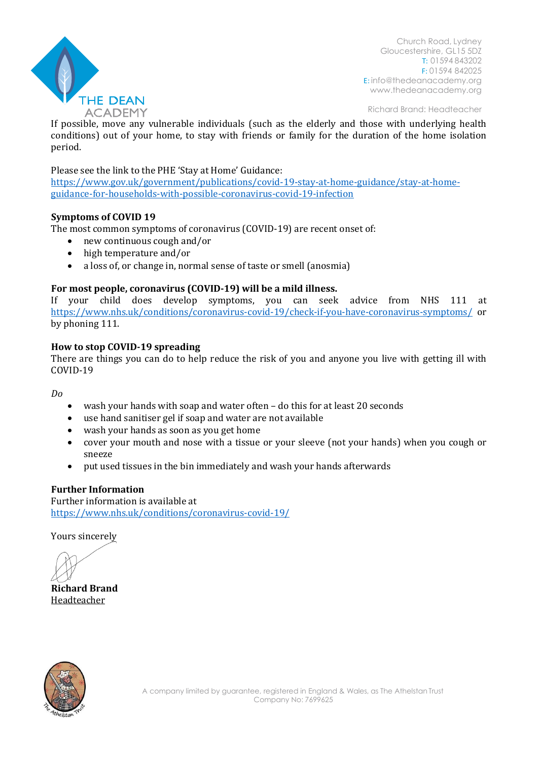If possible, move any vulnerable individuals (such as the elderly and those with underlying health conditions) out of your home, to stay with friends or family for the duration of the home isolation period.

Please see the link to the PHE 'Stay at Home' Guidance:
https://www.gov.uk/government/publications/covid-19-stay-at-home-guidance/stay-at-home-guidance-for-households-with-possible-coronavirus-covid-19-infection

**Symptoms of COVID 19**

The most common symptoms of coronavirus (COVID-19) are recent onset of:

- new continuous cough and/or
- high temperature and/or
- a loss of, or change in, normal sense of taste or smell (anosmia)

**For most people, coronavirus (COVID-19) will be a mild illness.**

If your child does develop symptoms, you can seek advice from NHS 111 at https://www.nhs.uk/conditions/coronavirus-covid-19/check-if-you-have-coronavirus-symptoms/ or by phoning 111.

**How to stop COVID-19 spreading**

There are things you can do to help reduce the risk of you and anyone you live with getting ill with COVID-19

*Do*

- wash your hands with soap and water often – do this for at least 20 seconds
- use hand sanitiser gel if soap and water are not available
- wash your hands as soon as you get home
- cover your mouth and nose with a tissue or your sleeve (not your hands) when you cough or sneeze
- put used tissues in the bin immediately and wash your hands afterwards

**Further Information**

Further information is available at
https://www.nhs.uk/conditions/coronavirus-covid-19/

Yours sincerely

**Richard Brand**
Headteacher